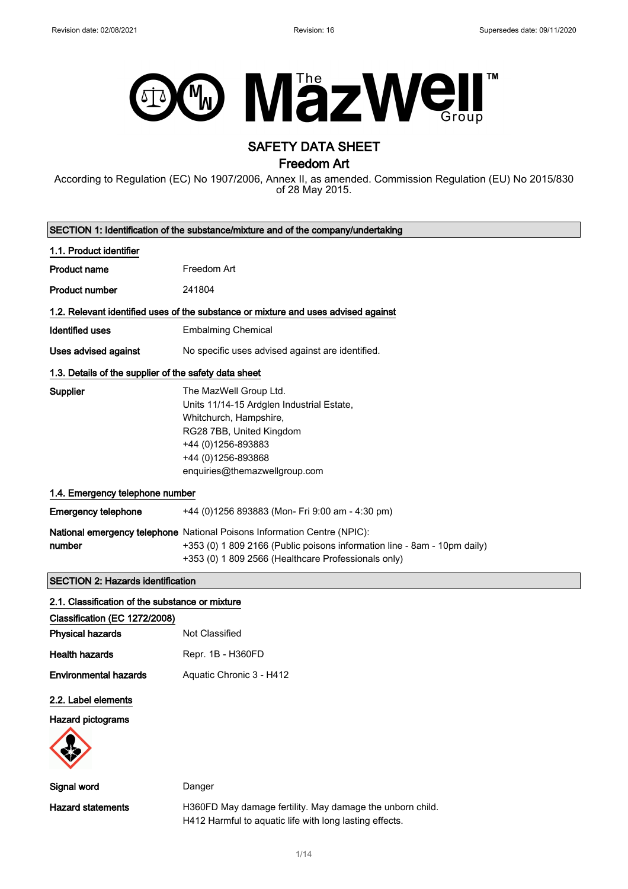# SAFETY DATA SHEET

## Freedom Art

According to Regulation (EC) No 1907/2006, Annex II, as amended. Commission Regulation (EU) No 2015/830 of 28 May 2015.

## SECTION 1: Identification of the substance/mixture and of the company/undertaking

### 1.1. Product identifier

| | |
|---|---|
| **Product name** | Freedom Art |
| **Product number** | 241804 |

### 1.2. Relevant identified uses of the substance or mixture and uses advised against

| | |
|---|---|
| **Identified uses** | Embalming Chemical |
| **Uses advised against** | No specific uses advised against are identified. |

### 1.3. Details of the supplier of the safety data sheet

**Supplier**

The MazWell Group Ltd.
Units 11/14-15 Ardglen Industrial Estate,
Whitchurch, Hampshire,
RG28 7BB, United Kingdom
+44 (0)1256-893883
+44 (0)1256-893868
enquiries@themazwellgroup.com

### 1.4. Emergency telephone number

| | |
|---|---|
| **Emergency telephone** | +44 (0)1256 893883 (Mon- Fri 9:00 am - 4:30 pm) |
| **National emergency telephone number** | National Poisons Information Centre (NPIC):<br>+353 (0) 1 809 2166 (Public poisons information line - 8am - 10pm daily)<br>+353 (0) 1 809 2566 (Healthcare Professionals only) |

## SECTION 2: Hazards identification

### 2.1. Classification of the substance or mixture

**Classification (EC 1272/2008)**

| | |
|---|---|
| **Physical hazards** | Not Classified |
| **Health hazards** | Repr. 1B - H360FD |
| **Environmental hazards** | Aquatic Chronic 3 - H412 |

### 2.2. Label elements

**Hazard pictograms**

| | |
|---|---|
| **Signal word** | Danger |
| **Hazard statements** | H360FD May damage fertility. May damage the unborn child.<br>H412 Harmful to aquatic life with long lasting effects. |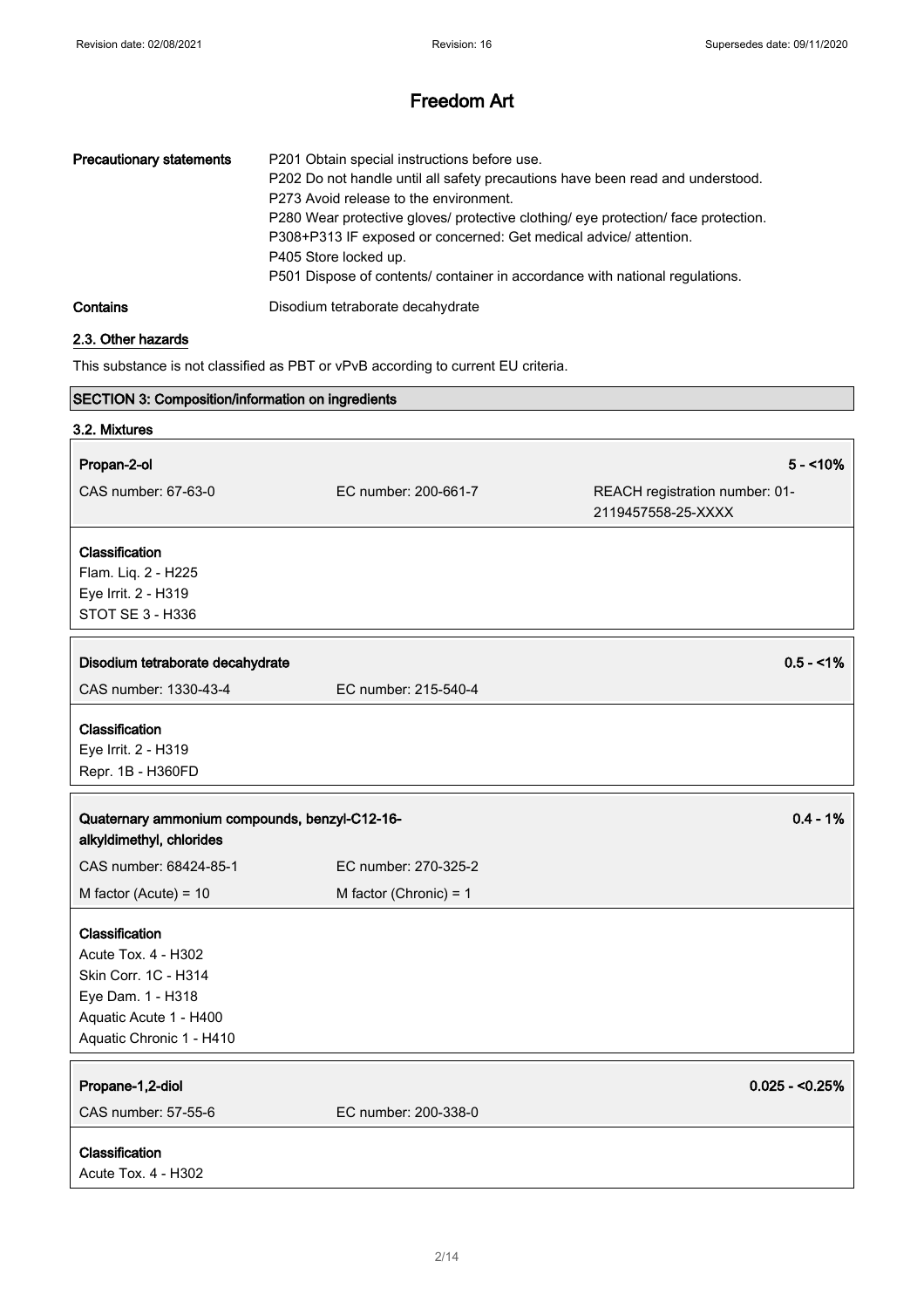| | |
|---|---|
| **Precautionary statements** | P201 Obtain special instructions before use.<br>P202 Do not handle until all safety precautions have been read and understood.<br>P273 Avoid release to the environment.<br>P280 Wear protective gloves/ protective clothing/ eye protection/ face protection.<br>P308+P313 IF exposed or concerned: Get medical advice/ attention.<br>P405 Store locked up.<br>P501 Dispose of contents/ container in accordance with national regulations. |
| **Contains** | Disodium tetraborate decahydrate |

### 2.3. Other hazards

This substance is not classified as PBT or vPvB according to current EU criteria.

## SECTION 3: Composition/information on ingredients

### 3.2. Mixtures

| **Propan-2-ol** | | **5 - <10%** |
|---|---|---|
| CAS number: 67-63-0 | EC number: 200-661-7 | REACH registration number: 01-2119457558-25-XXXX |

**Classification**
Flam. Liq. 2 - H225
Eye Irrit. 2 - H319
STOT SE 3 - H336

| **Disodium tetraborate decahydrate** | | **0.5 - <1%** |
|---|---|---|
| CAS number: 1330-43-4 | EC number: 215-540-4 | |

**Classification**
Eye Irrit. 2 - H319
Repr. 1B - H360FD

| **Quaternary ammonium compounds, benzyl-C12-16-alkyldimethyl, chlorides** | | **0.4 - 1%** |
|---|---|---|
| CAS number: 68424-85-1 | EC number: 270-325-2 | |
| M factor (Acute) = 10 | M factor (Chronic) = 1 | |

**Classification**
Acute Tox. 4 - H302
Skin Corr. 1C - H314
Eye Dam. 1 - H318
Aquatic Acute 1 - H400
Aquatic Chronic 1 - H410

| **Propane-1,2-diol** | | **0.025 - <0.25%** |
|---|---|---|
| CAS number: 57-55-6 | EC number: 200-338-0 | |

**Classification**
Acute Tox. 4 - H302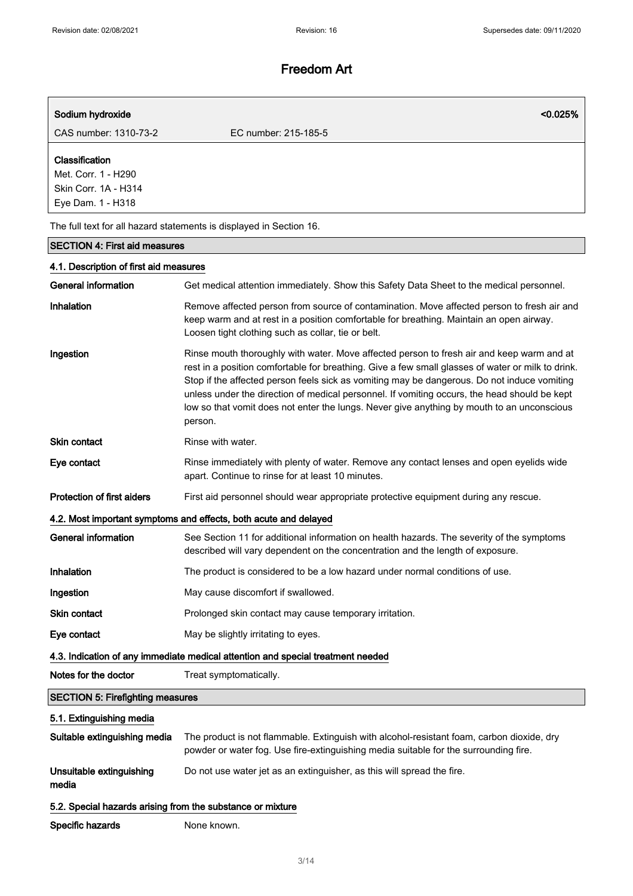| Sodium hydroxide | | <0.025% |
|---|---|---|
| CAS number: 1310-73-2 | EC number: 215-185-5 | |
| **Classification**<br>Met. Corr. 1 - H290<br>Skin Corr. 1A - H314<br>Eye Dam. 1 - H318 | | |

The full text for all hazard statements is displayed in Section 16.

## SECTION 4: First aid measures

### 4.1. Description of first aid measures

**General information** Get medical attention immediately. Show this Safety Data Sheet to the medical personnel.

**Inhalation** Remove affected person from source of contamination. Move affected person to fresh air and keep warm and at rest in a position comfortable for breathing. Maintain an open airway. Loosen tight clothing such as collar, tie or belt.

**Ingestion** Rinse mouth thoroughly with water. Move affected person to fresh air and keep warm and at rest in a position comfortable for breathing. Give a few small glasses of water or milk to drink. Stop if the affected person feels sick as vomiting may be dangerous. Do not induce vomiting unless under the direction of medical personnel. If vomiting occurs, the head should be kept low so that vomit does not enter the lungs. Never give anything by mouth to an unconscious person.

**Skin contact** Rinse with water.

**Eye contact** Rinse immediately with plenty of water. Remove any contact lenses and open eyelids wide apart. Continue to rinse for at least 10 minutes.

**Protection of first aiders** First aid personnel should wear appropriate protective equipment during any rescue.

### 4.2. Most important symptoms and effects, both acute and delayed

**General information** See Section 11 for additional information on health hazards. The severity of the symptoms described will vary dependent on the concentration and the length of exposure.

**Inhalation** The product is considered to be a low hazard under normal conditions of use.

**Ingestion** May cause discomfort if swallowed.

**Skin contact** Prolonged skin contact may cause temporary irritation.

**Eye contact** May be slightly irritating to eyes.

### 4.3. Indication of any immediate medical attention and special treatment needed

**Notes for the doctor** Treat symptomatically.

## SECTION 5: Firefighting measures

### 5.1. Extinguishing media

**Suitable extinguishing media** The product is not flammable. Extinguish with alcohol-resistant foam, carbon dioxide, dry powder or water fog. Use fire-extinguishing media suitable for the surrounding fire.

**Unsuitable extinguishing media** Do not use water jet as an extinguisher, as this will spread the fire.

### 5.2. Special hazards arising from the substance or mixture

**Specific hazards** None known.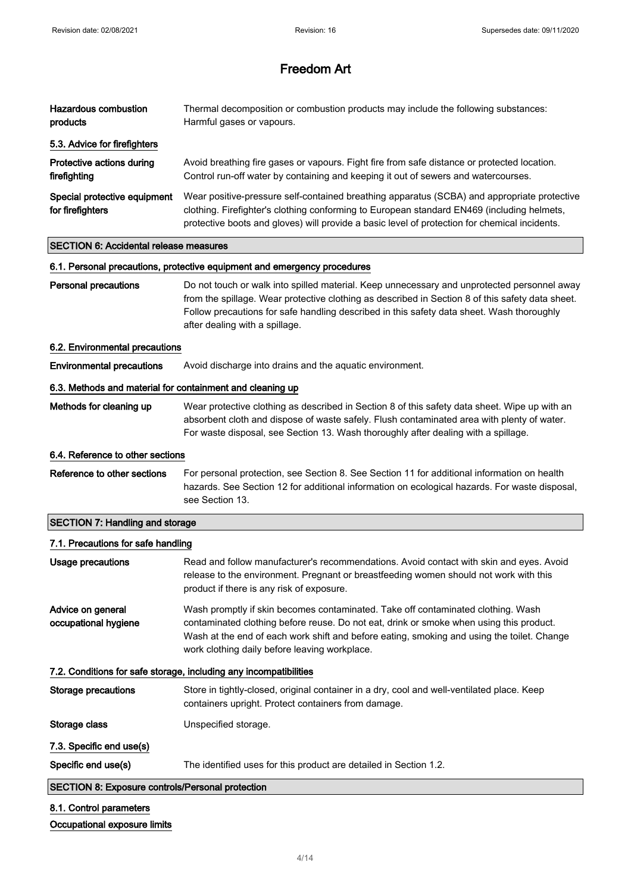| | |
|---|---|
| **Hazardous combustion products** | Thermal decomposition or combustion products may include the following substances: Harmful gases or vapours. |

### 5.3. Advice for firefighters

| | |
|---|---|
| **Protective actions during firefighting** | Avoid breathing fire gases or vapours. Fight fire from safe distance or protected location. Control run-off water by containing and keeping it out of sewers and watercourses. |
| **Special protective equipment for firefighters** | Wear positive-pressure self-contained breathing apparatus (SCBA) and appropriate protective clothing. Firefighter's clothing conforming to European standard EN469 (including helmets, protective boots and gloves) will provide a basic level of protection for chemical incidents. |

## SECTION 6: Accidental release measures

### 6.1. Personal precautions, protective equipment and emergency procedures

| | |
|---|---|
| **Personal precautions** | Do not touch or walk into spilled material. Keep unnecessary and unprotected personnel away from the spillage. Wear protective clothing as described in Section 8 of this safety data sheet. Follow precautions for safe handling described in this safety data sheet. Wash thoroughly after dealing with a spillage. |

### 6.2. Environmental precautions

| | |
|---|---|
| **Environmental precautions** | Avoid discharge into drains and the aquatic environment. |

### 6.3. Methods and material for containment and cleaning up

| | |
|---|---|
| **Methods for cleaning up** | Wear protective clothing as described in Section 8 of this safety data sheet. Wipe up with an absorbent cloth and dispose of waste safely. Flush contaminated area with plenty of water. For waste disposal, see Section 13. Wash thoroughly after dealing with a spillage. |

### 6.4. Reference to other sections

| | |
|---|---|
| **Reference to other sections** | For personal protection, see Section 8. See Section 11 for additional information on health hazards. See Section 12 for additional information on ecological hazards. For waste disposal, see Section 13. |

## SECTION 7: Handling and storage

### 7.1. Precautions for safe handling

| | |
|---|---|
| **Usage precautions** | Read and follow manufacturer's recommendations. Avoid contact with skin and eyes. Avoid release to the environment. Pregnant or breastfeeding women should not work with this product if there is any risk of exposure. |
| **Advice on general occupational hygiene** | Wash promptly if skin becomes contaminated. Take off contaminated clothing. Wash contaminated clothing before reuse. Do not eat, drink or smoke when using this product. Wash at the end of each work shift and before eating, smoking and using the toilet. Change work clothing daily before leaving workplace. |

### 7.2. Conditions for safe storage, including any incompatibilities

| | |
|---|---|
| **Storage precautions** | Store in tightly-closed, original container in a dry, cool and well-ventilated place. Keep containers upright. Protect containers from damage. |
| **Storage class** | Unspecified storage. |

### 7.3. Specific end use(s)

| | |
|---|---|
| **Specific end use(s)** | The identified uses for this product are detailed in Section 1.2. |

## SECTION 8: Exposure controls/Personal protection

### 8.1. Control parameters

**Occupational exposure limits**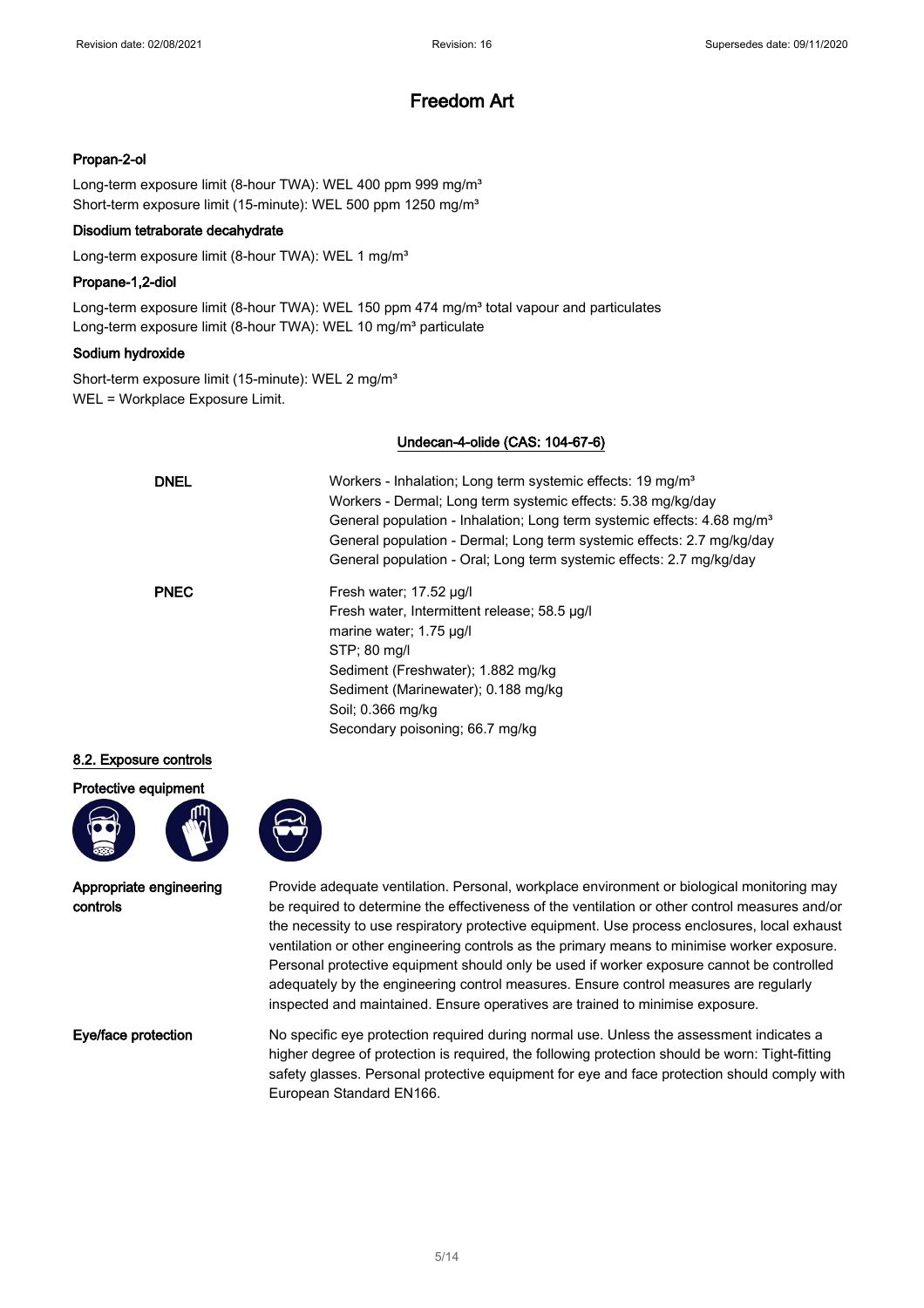# Freedom Art

**Propan-2-ol**

Long-term exposure limit (8-hour TWA): WEL 400 ppm 999 mg/m³
Short-term exposure limit (15-minute): WEL 500 ppm 1250 mg/m³

**Disodium tetraborate decahydrate**

Long-term exposure limit (8-hour TWA): WEL 1 mg/m³

**Propane-1,2-diol**

Long-term exposure limit (8-hour TWA): WEL 150 ppm 474 mg/m³ total vapour and particulates
Long-term exposure limit (8-hour TWA): WEL 10 mg/m³ particulate

**Sodium hydroxide**

Short-term exposure limit (15-minute): WEL 2 mg/m³
WEL = Workplace Exposure Limit.

**Undecan-4-olide (CAS: 104-67-6)**

| | |
|---|---|
| **DNEL** | Workers - Inhalation; Long term systemic effects: 19 mg/m³<br>Workers - Dermal; Long term systemic effects: 5.38 mg/kg/day<br>General population - Inhalation; Long term systemic effects: 4.68 mg/m³<br>General population - Dermal; Long term systemic effects: 2.7 mg/kg/day<br>General population - Oral; Long term systemic effects: 2.7 mg/kg/day |
| **PNEC** | Fresh water; 17.52 µg/l<br>Fresh water, Intermittent release; 58.5 µg/l<br>marine water; 1.75 µg/l<br>STP; 80 mg/l<br>Sediment (Freshwater); 1.882 mg/kg<br>Sediment (Marinewater); 0.188 mg/kg<br>Soil; 0.366 mg/kg<br>Secondary poisoning; 66.7 mg/kg |

## 8.2. Exposure controls

**Protective equipment**

**Appropriate engineering controls**

Provide adequate ventilation. Personal, workplace environment or biological monitoring may be required to determine the effectiveness of the ventilation or other control measures and/or the necessity to use respiratory protective equipment. Use process enclosures, local exhaust ventilation or other engineering controls as the primary means to minimise worker exposure. Personal protective equipment should only be used if worker exposure cannot be controlled adequately by the engineering control measures. Ensure control measures are regularly inspected and maintained. Ensure operatives are trained to minimise exposure.

**Eye/face protection**

No specific eye protection required during normal use. Unless the assessment indicates a higher degree of protection is required, the following protection should be worn: Tight-fitting safety glasses. Personal protective equipment for eye and face protection should comply with European Standard EN166.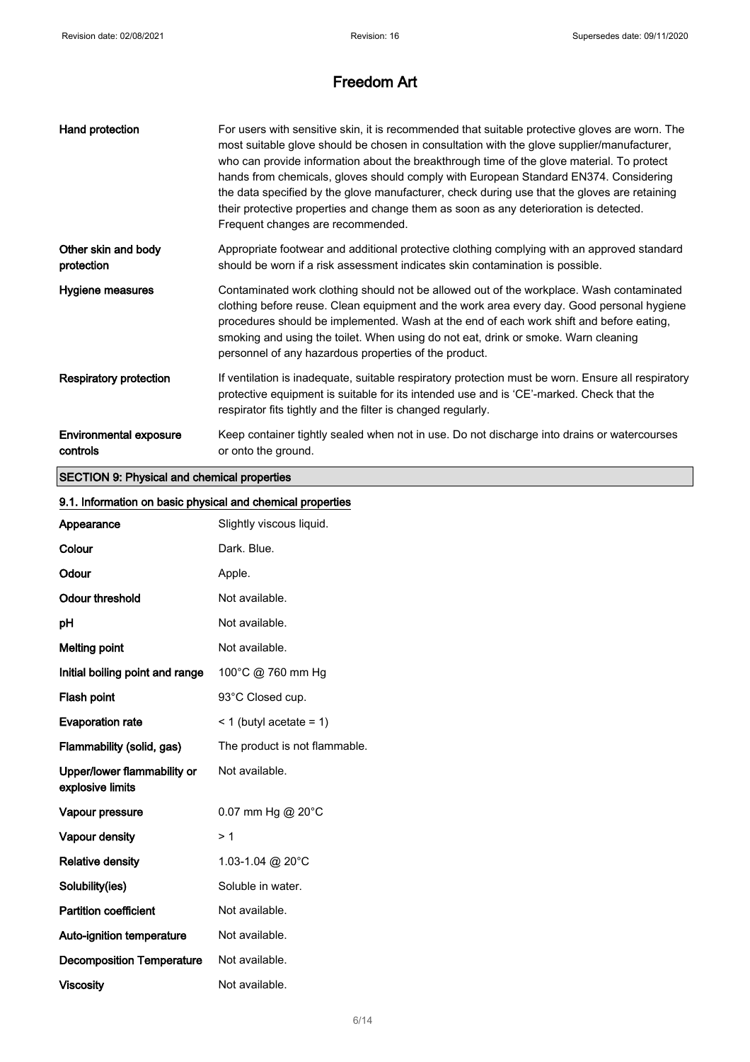| | |
|---|---|
| **Hand protection** | For users with sensitive skin, it is recommended that suitable protective gloves are worn. The most suitable glove should be chosen in consultation with the glove supplier/manufacturer, who can provide information about the breakthrough time of the glove material. To protect hands from chemicals, gloves should comply with European Standard EN374. Considering the data specified by the glove manufacturer, check during use that the gloves are retaining their protective properties and change them as soon as any deterioration is detected. Frequent changes are recommended. |
| **Other skin and body protection** | Appropriate footwear and additional protective clothing complying with an approved standard should be worn if a risk assessment indicates skin contamination is possible. |
| **Hygiene measures** | Contaminated work clothing should not be allowed out of the workplace. Wash contaminated clothing before reuse. Clean equipment and the work area every day. Good personal hygiene procedures should be implemented. Wash at the end of each work shift and before eating, smoking and using the toilet. When using do not eat, drink or smoke. Warn cleaning personnel of any hazardous properties of the product. |
| **Respiratory protection** | If ventilation is inadequate, suitable respiratory protection must be worn. Ensure all respiratory protective equipment is suitable for its intended use and is 'CE'-marked. Check that the respirator fits tightly and the filter is changed regularly. |
| **Environmental exposure controls** | Keep container tightly sealed when not in use. Do not discharge into drains or watercourses or onto the ground. |

## SECTION 9: Physical and chemical properties

### 9.1. Information on basic physical and chemical properties

| | |
|---|---|
| **Appearance** | Slightly viscous liquid. |
| **Colour** | Dark. Blue. |
| **Odour** | Apple. |
| **Odour threshold** | Not available. |
| **pH** | Not available. |
| **Melting point** | Not available. |
| **Initial boiling point and range** | 100°C @ 760 mm Hg |
| **Flash point** | 93°C Closed cup. |
| **Evaporation rate** | < 1 (butyl acetate = 1) |
| **Flammability (solid, gas)** | The product is not flammable. |
| **Upper/lower flammability or explosive limits** | Not available. |
| **Vapour pressure** | 0.07 mm Hg @ 20°C |
| **Vapour density** | > 1 |
| **Relative density** | 1.03-1.04 @ 20°C |
| **Solubility(ies)** | Soluble in water. |
| **Partition coefficient** | Not available. |
| **Auto-ignition temperature** | Not available. |
| **Decomposition Temperature** | Not available. |
| **Viscosity** | Not available. |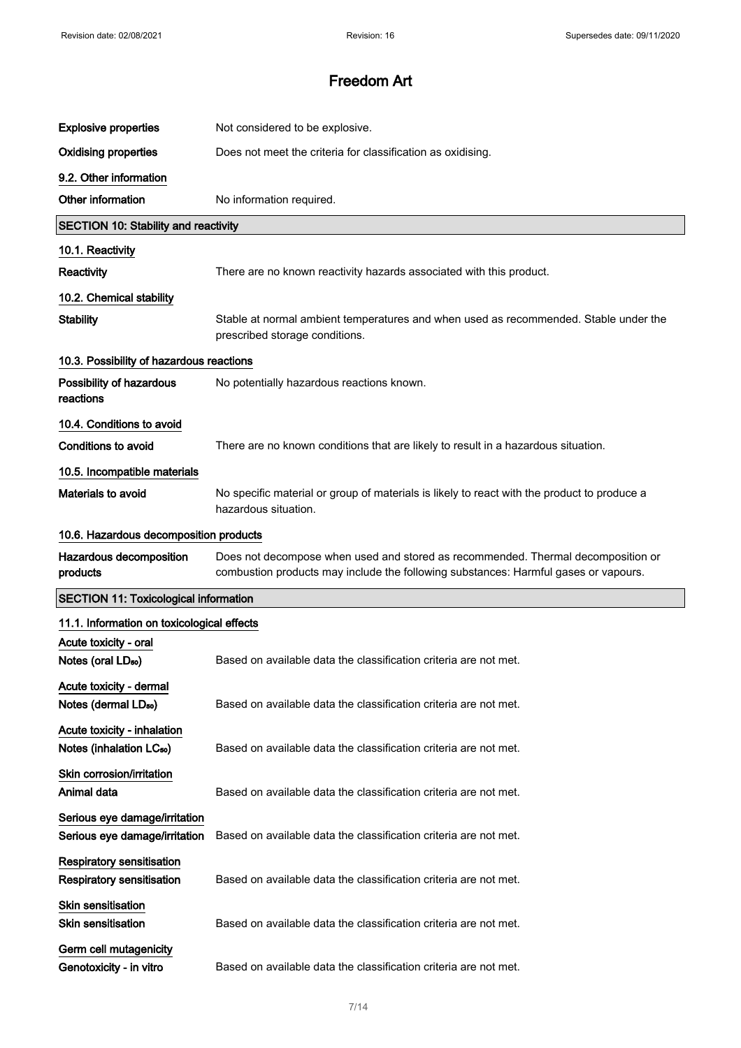| | |
|---|---|
| **Explosive properties** | Not considered to be explosive. |
| **Oxidising properties** | Does not meet the criteria for classification as oxidising. |

**9.2. Other information**

| | |
|---|---|
| **Other information** | No information required. |

## SECTION 10: Stability and reactivity

**10.1. Reactivity**

| | |
|---|---|
| **Reactivity** | There are no known reactivity hazards associated with this product. |

**10.2. Chemical stability**

| | |
|---|---|
| **Stability** | Stable at normal ambient temperatures and when used as recommended. Stable under the prescribed storage conditions. |

**10.3. Possibility of hazardous reactions**

| | |
|---|---|
| **Possibility of hazardous reactions** | No potentially hazardous reactions known. |

**10.4. Conditions to avoid**

| | |
|---|---|
| **Conditions to avoid** | There are no known conditions that are likely to result in a hazardous situation. |

**10.5. Incompatible materials**

| | |
|---|---|
| **Materials to avoid** | No specific material or group of materials is likely to react with the product to produce a hazardous situation. |

**10.6. Hazardous decomposition products**

| | |
|---|---|
| **Hazardous decomposition products** | Does not decompose when used and stored as recommended. Thermal decomposition or combustion products may include the following substances: Harmful gases or vapours. |

## SECTION 11: Toxicological information

**11.1. Information on toxicological effects**

**Acute toxicity - oral**

| | |
|---|---|
| **Notes (oral $LD_{50}$)** | Based on available data the classification criteria are not met. |

**Acute toxicity - dermal**

| | |
|---|---|
| **Notes (dermal $LD_{50}$)** | Based on available data the classification criteria are not met. |

**Acute toxicity - inhalation**

| | |
|---|---|
| **Notes (inhalation $LC_{50}$)** | Based on available data the classification criteria are not met. |

**Skin corrosion/irritation**

| | |
|---|---|
| **Animal data** | Based on available data the classification criteria are not met. |

**Serious eye damage/irritation**

| | |
|---|---|
| **Serious eye damage/irritation** | Based on available data the classification criteria are not met. |

**Respiratory sensitisation**

| | |
|---|---|
| **Respiratory sensitisation** | Based on available data the classification criteria are not met. |

**Skin sensitisation**

| | |
|---|---|
| **Skin sensitisation** | Based on available data the classification criteria are not met. |

**Germ cell mutagenicity**

| | |
|---|---|
| **Genotoxicity - in vitro** | Based on available data the classification criteria are not met. |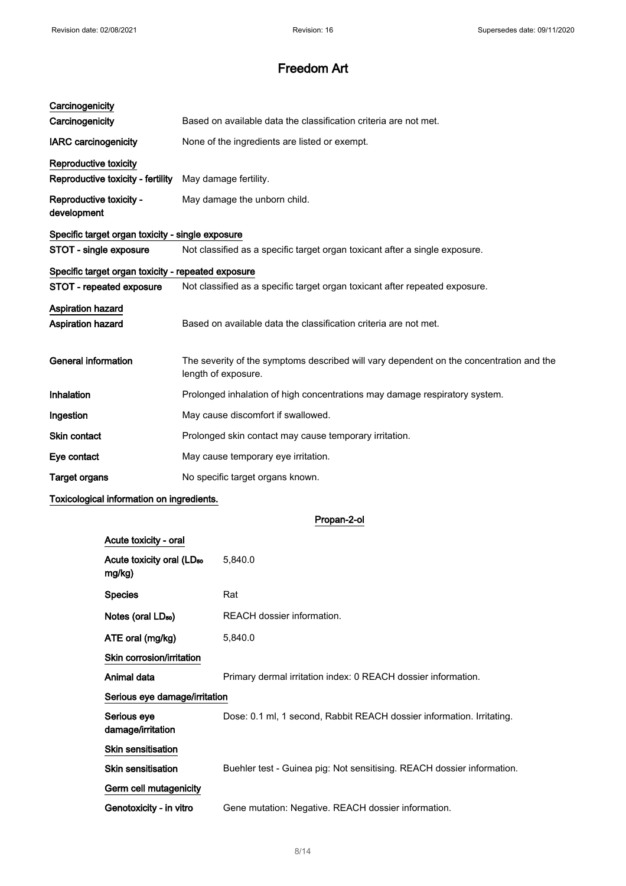**Carcinogenicity**

| | |
|---|---|
| **Carcinogenicity** | Based on available data the classification criteria are not met. |
| **IARC carcinogenicity** | None of the ingredients are listed or exempt. |

**Reproductive toxicity**

| | |
|---|---|
| **Reproductive toxicity - fertility** | May damage fertility. |
| **Reproductive toxicity - development** | May damage the unborn child. |

**Specific target organ toxicity - single exposure**

| | |
|---|---|
| **STOT - single exposure** | Not classified as a specific target organ toxicant after a single exposure. |

**Specific target organ toxicity - repeated exposure**

| | |
|---|---|
| **STOT - repeated exposure** | Not classified as a specific target organ toxicant after repeated exposure. |

**Aspiration hazard**

| | |
|---|---|
| **Aspiration hazard** | Based on available data the classification criteria are not met. |

| | |
|---|---|
| **General information** | The severity of the symptoms described will vary dependent on the concentration and the length of exposure. |
| **Inhalation** | Prolonged inhalation of high concentrations may damage respiratory system. |
| **Ingestion** | May cause discomfort if swallowed. |
| **Skin contact** | Prolonged skin contact may cause temporary irritation. |
| **Eye contact** | May cause temporary eye irritation. |
| **Target organs** | No specific target organs known. |

**Toxicological information on ingredients.**

**Propan-2-ol**

**Acute toxicity - oral**

| | |
|---|---|
| **Acute toxicity oral ($LD_{50}$ mg/kg)** | 5,840.0 |
| **Species** | Rat |
| **Notes (oral $LD_{50}$)** | REACH dossier information. |
| **ATE oral (mg/kg)** | 5,840.0 |

**Skin corrosion/irritation**

| | |
|---|---|
| **Animal data** | Primary dermal irritation index: 0 REACH dossier information. |

**Serious eye damage/irritation**

| | |
|---|---|
| **Serious eye damage/irritation** | Dose: 0.1 ml, 1 second, Rabbit REACH dossier information. Irritating. |

**Skin sensitisation**

| | |
|---|---|
| **Skin sensitisation** | Buehler test - Guinea pig: Not sensitising. REACH dossier information. |

**Germ cell mutagenicity**

| | |
|---|---|
| **Genotoxicity - in vitro** | Gene mutation: Negative. REACH dossier information. |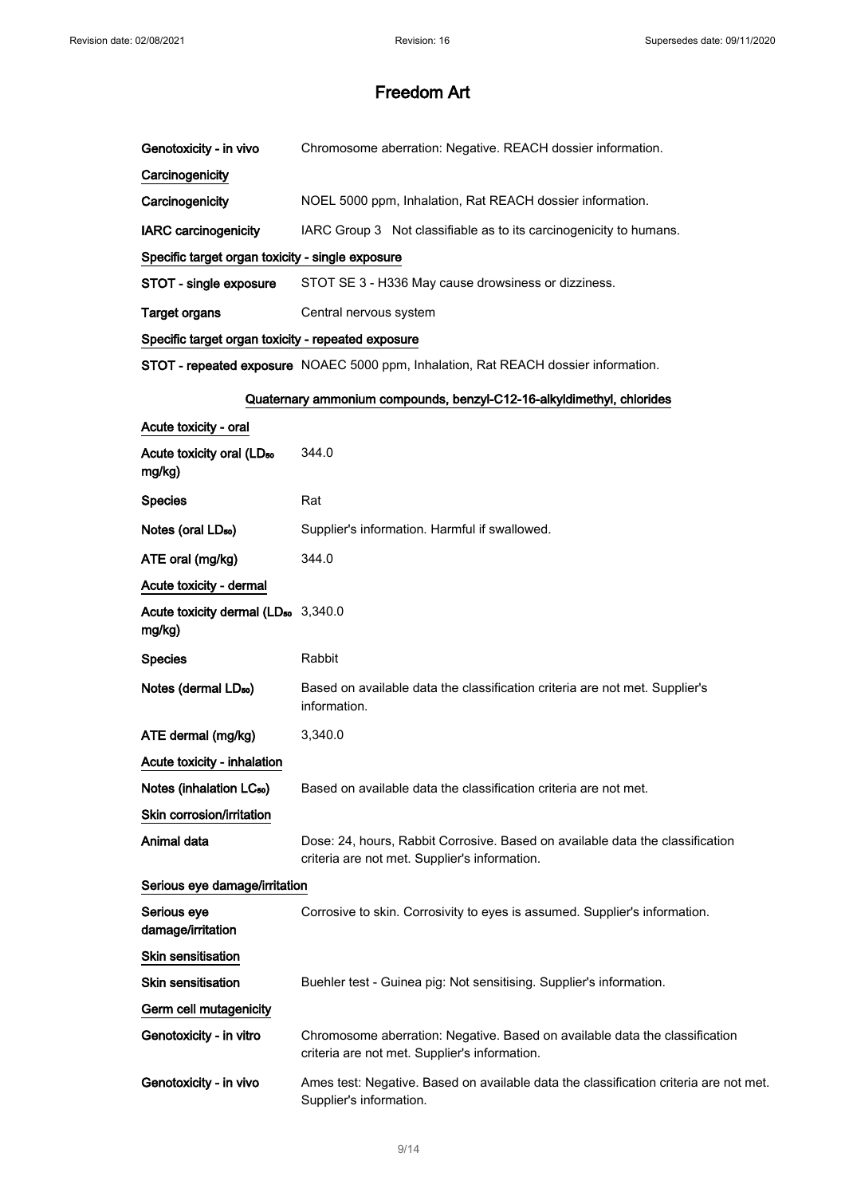| | |
|---|---|
| **Genotoxicity - in vivo** | Chromosome aberration: Negative. REACH dossier information. |

**Carcinogenicity**

| | |
|---|---|
| **Carcinogenicity** | NOEL 5000 ppm, Inhalation, Rat REACH dossier information. |
| **IARC carcinogenicity** | IARC Group 3 Not classifiable as to its carcinogenicity to humans. |

**Specific target organ toxicity - single exposure**

| | |
|---|---|
| **STOT - single exposure** | STOT SE 3 - H336 May cause drowsiness or dizziness. |
| **Target organs** | Central nervous system |

**Specific target organ toxicity - repeated exposure**

| | |
|---|---|
| **STOT - repeated exposure** | NOAEC 5000 ppm, Inhalation, Rat REACH dossier information. |

## Quaternary ammonium compounds, benzyl-C12-16-alkyldimethyl, chlorides

**Acute toxicity - oral**

| | |
|---|---|
| **Acute toxicity oral ($LD_{50}$ mg/kg)** | 344.0 |
| **Species** | Rat |
| **Notes (oral $LD_{50}$)** | Supplier's information. Harmful if swallowed. |
| **ATE oral (mg/kg)** | 344.0 |

**Acute toxicity - dermal**

| | |
|---|---|
| **Acute toxicity dermal ($LD_{50}$ mg/kg)** | 3,340.0 |
| **Species** | Rabbit |
| **Notes (dermal $LD_{50}$)** | Based on available data the classification criteria are not met. Supplier's information. |
| **ATE dermal (mg/kg)** | 3,340.0 |

**Acute toxicity - inhalation**

| | |
|---|---|
| **Notes (inhalation $LC_{50}$)** | Based on available data the classification criteria are not met. |

**Skin corrosion/irritation**

| | |
|---|---|
| **Animal data** | Dose: 24, hours, Rabbit Corrosive. Based on available data the classification criteria are not met. Supplier's information. |

**Serious eye damage/irritation**

| | |
|---|---|
| **Serious eye damage/irritation** | Corrosive to skin. Corrosivity to eyes is assumed. Supplier's information. |

**Skin sensitisation**

| | |
|---|---|
| **Skin sensitisation** | Buehler test - Guinea pig: Not sensitising. Supplier's information. |

**Germ cell mutagenicity**

| | |
|---|---|
| **Genotoxicity - in vitro** | Chromosome aberration: Negative. Based on available data the classification criteria are not met. Supplier's information. |
| **Genotoxicity - in vivo** | Ames test: Negative. Based on available data the classification criteria are not met. Supplier's information. |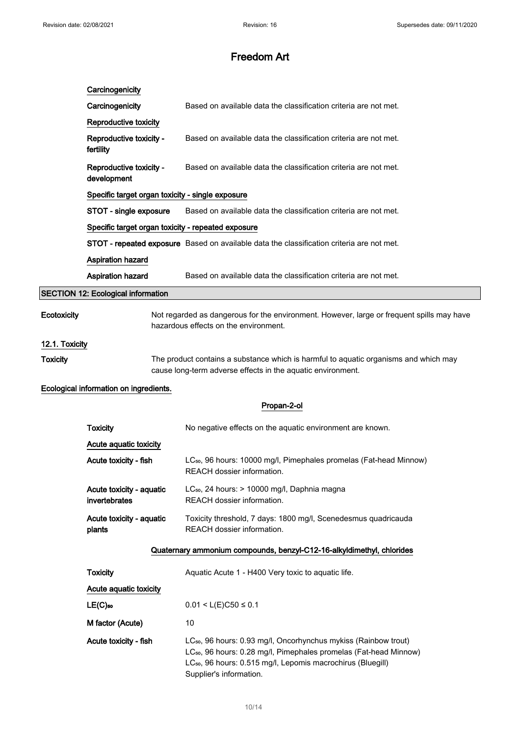# Freedom Art

**Carcinogenicity**

| | |
|---|---|
| **Carcinogenicity** | Based on available data the classification criteria are not met. |

**Reproductive toxicity**

| | |
|---|---|
| **Reproductive toxicity - fertility** | Based on available data the classification criteria are not met. |
| **Reproductive toxicity - development** | Based on available data the classification criteria are not met. |

**Specific target organ toxicity - single exposure**

| | |
|---|---|
| **STOT - single exposure** | Based on available data the classification criteria are not met. |

**Specific target organ toxicity - repeated exposure**

| | |
|---|---|
| **STOT - repeated exposure** | Based on available data the classification criteria are not met. |

**Aspiration hazard**

| | |
|---|---|
| **Aspiration hazard** | Based on available data the classification criteria are not met. |

## SECTION 12: Ecological information

| | |
|---|---|
| **Ecotoxicity** | Not regarded as dangerous for the environment. However, large or frequent spills may have hazardous effects on the environment. |

**12.1. Toxicity**

| | |
|---|---|
| **Toxicity** | The product contains a substance which is harmful to aquatic organisms and which may cause long-term adverse effects in the aquatic environment. |

**Ecological information on ingredients.**

**Propan-2-ol**

| | |
|---|---|
| **Toxicity** | No negative effects on the aquatic environment are known. |

**Acute aquatic toxicity**

| | |
|---|---|
| **Acute toxicity - fish** | $LC_{50}$, 96 hours: 10000 mg/l, Pimephales promelas (Fat-head Minnow) REACH dossier information. |
| **Acute toxicity - aquatic invertebrates** | $LC_{50}$, 24 hours: > 10000 mg/l, Daphnia magna REACH dossier information. |
| **Acute toxicity - aquatic plants** | Toxicity threshold, 7 days: 1800 mg/l, Scenedesmus quadricauda REACH dossier information. |

**Quaternary ammonium compounds, benzyl-C12-16-alkyldimethyl, chlorides**

| | |
|---|---|
| **Toxicity** | Aquatic Acute 1 - H400 Very toxic to aquatic life. |

**Acute aquatic toxicity**

| | |
|---|---|
| **$LE(C)_{50}$** | $0.01 < L(E)C50 \leq 0.1$ |
| **M factor (Acute)** | 10 |
| **Acute toxicity - fish** | $LC_{50}$, 96 hours: 0.93 mg/l, Oncorhynchus mykiss (Rainbow trout)<br>$LC_{50}$, 96 hours: 0.28 mg/l, Pimephales promelas (Fat-head Minnow)<br>$LC_{50}$, 96 hours: 0.515 mg/l, Lepomis macrochirus (Bluegill)<br>Supplier's information. |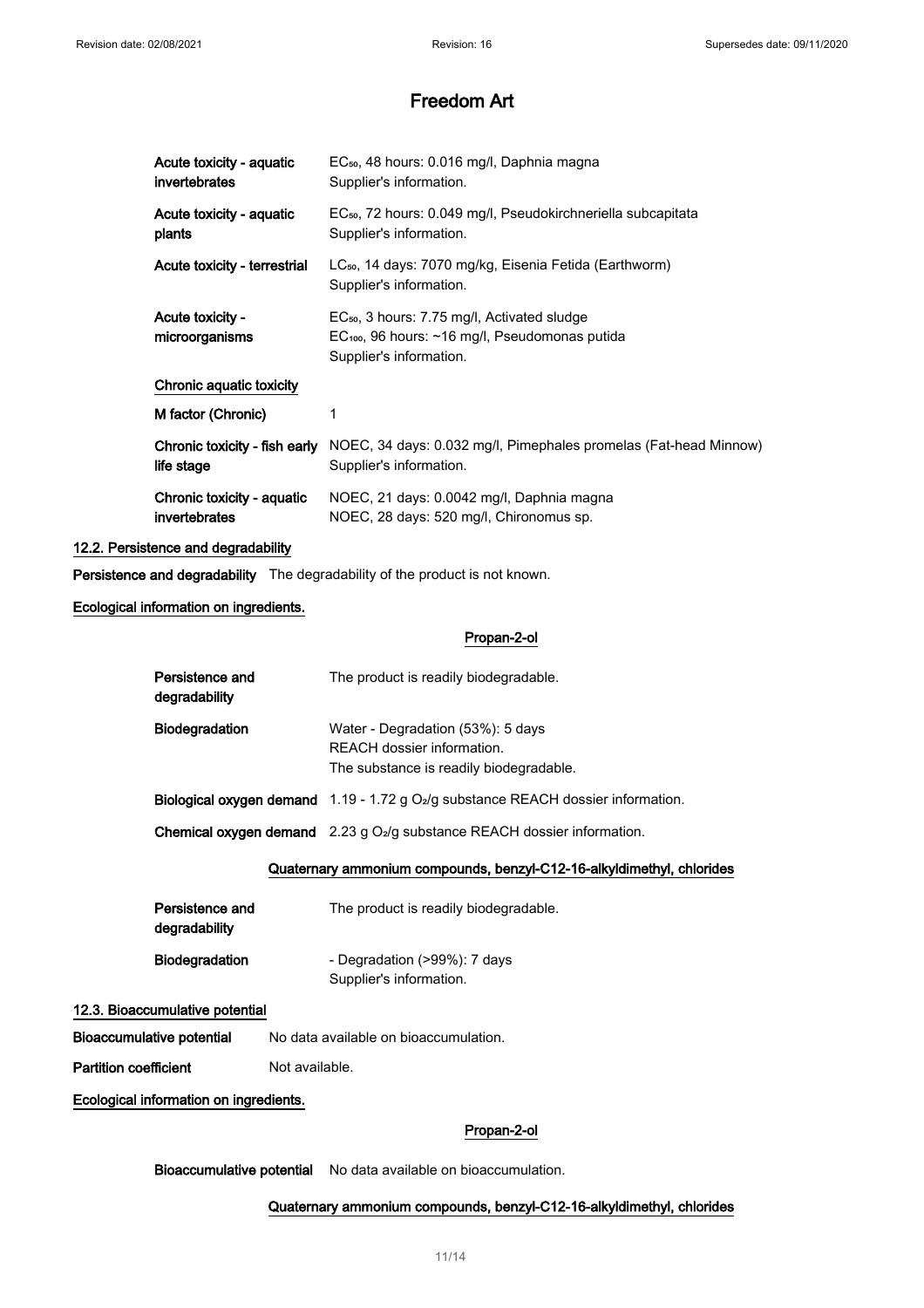# Freedom Art

| | |
|---|---|
| **Acute toxicity - aquatic invertebrates** | $EC_{50}$, 48 hours: 0.016 mg/l, Daphnia magna<br>Supplier's information. |
| **Acute toxicity - aquatic plants** | $EC_{50}$, 72 hours: 0.049 mg/l, Pseudokirchneriella subcapitata<br>Supplier's information. |
| **Acute toxicity - terrestrial** | $LC_{50}$, 14 days: 7070 mg/kg, Eisenia Fetida (Earthworm)<br>Supplier's information. |
| **Acute toxicity - microorganisms** | $EC_{50}$, 3 hours: 7.75 mg/l, Activated sludge<br>$EC_{100}$, 96 hours: ~16 mg/l, Pseudomonas putida<br>Supplier's information. |

**Chronic aquatic toxicity**

| | |
|---|---|
| **M factor (Chronic)** | 1 |
| **Chronic toxicity - fish early life stage** | NOEC, 34 days: 0.032 mg/l, Pimephales promelas (Fat-head Minnow)<br>Supplier's information. |
| **Chronic toxicity - aquatic invertebrates** | NOEC, 21 days: 0.0042 mg/l, Daphnia magna<br>NOEC, 28 days: 520 mg/l, Chironomus sp. |

## 12.2. Persistence and degradability

**Persistence and degradability** The degradability of the product is not known.

### Ecological information on ingredients.

#### Propan-2-ol

| | |
|---|---|
| **Persistence and degradability** | The product is readily biodegradable. |
| **Biodegradation** | Water - Degradation (53%): 5 days<br>REACH dossier information.<br>The substance is readily biodegradable. |
| **Biological oxygen demand** | 1.19 - 1.72 g $O_2$/g substance REACH dossier information. |
| **Chemical oxygen demand** | 2.23 g $O_2$/g substance REACH dossier information. |

#### Quaternary ammonium compounds, benzyl-C12-16-alkyldimethyl, chlorides

| | |
|---|---|
| **Persistence and degradability** | The product is readily biodegradable. |
| **Biodegradation** | - Degradation (>99%): 7 days<br>Supplier's information. |

## 12.3. Bioaccumulative potential

**Bioaccumulative potential** No data available on bioaccumulation.

**Partition coefficient** Not available.

### Ecological information on ingredients.

#### Propan-2-ol

**Bioaccumulative potential** No data available on bioaccumulation.

#### Quaternary ammonium compounds, benzyl-C12-16-alkyldimethyl, chlorides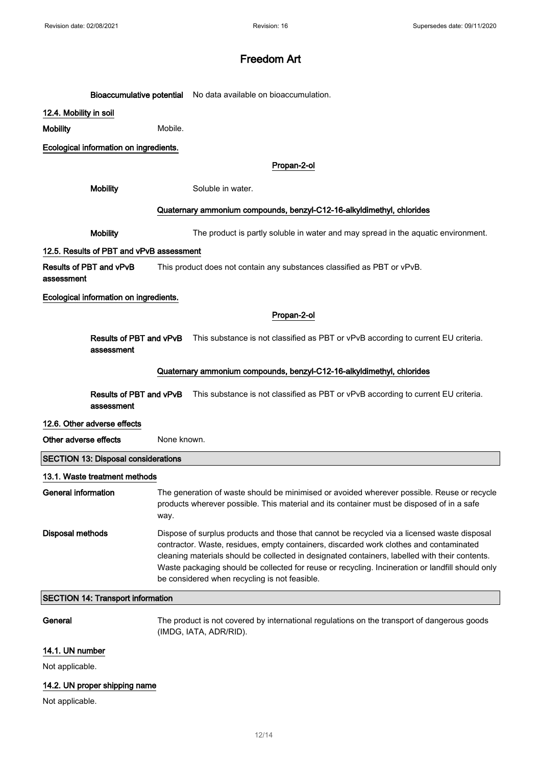# Freedom Art

**Bioaccumulative potential** No data available on bioaccumulation.

### 12.4. Mobility in soil

**Mobility** Mobile.

**Ecological information on ingredients.**

**Propan-2-ol**

**Mobility** Soluble in water.

**Quaternary ammonium compounds, benzyl-C12-16-alkyldimethyl, chlorides**

**Mobility** The product is partly soluble in water and may spread in the aquatic environment.

### 12.5. Results of PBT and vPvB assessment

**Results of PBT and vPvB assessment** This product does not contain any substances classified as PBT or vPvB.

**Ecological information on ingredients.**

**Propan-2-ol**

**Results of PBT and vPvB assessment** This substance is not classified as PBT or vPvB according to current EU criteria.

**Quaternary ammonium compounds, benzyl-C12-16-alkyldimethyl, chlorides**

**Results of PBT and vPvB assessment** This substance is not classified as PBT or vPvB according to current EU criteria.

### 12.6. Other adverse effects

**Other adverse effects** None known.

## SECTION 13: Disposal considerations

### 13.1. Waste treatment methods

**General information** The generation of waste should be minimised or avoided wherever possible. Reuse or recycle products wherever possible. This material and its container must be disposed of in a safe way.

**Disposal methods** Dispose of surplus products and those that cannot be recycled via a licensed waste disposal contractor. Waste, residues, empty containers, discarded work clothes and contaminated cleaning materials should be collected in designated containers, labelled with their contents. Waste packaging should be collected for reuse or recycling. Incineration or landfill should only be considered when recycling is not feasible.

## SECTION 14: Transport information

**General** The product is not covered by international regulations on the transport of dangerous goods (IMDG, IATA, ADR/RID).

### 14.1. UN number

Not applicable.

### 14.2. UN proper shipping name

Not applicable.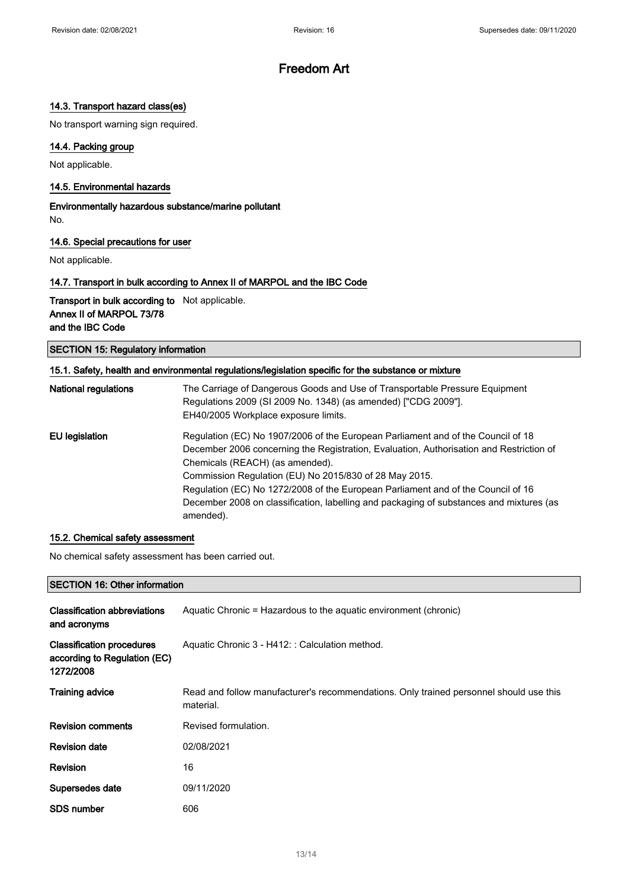# Freedom Art

### 14.3. Transport hazard class(es)

No transport warning sign required.

### 14.4. Packing group

Not applicable.

### 14.5. Environmental hazards

**Environmentally hazardous substance/marine pollutant**

No.

### 14.6. Special precautions for user

Not applicable.

### 14.7. Transport in bulk according to Annex II of MARPOL and the IBC Code

| | |
|---|---|
| **Transport in bulk according to Annex II of MARPOL 73/78 and the IBC Code** | Not applicable. |

## SECTION 15: Regulatory information

### 15.1. Safety, health and environmental regulations/legislation specific for the substance or mixture

| | |
|---|---|
| **National regulations** | The Carriage of Dangerous Goods and Use of Transportable Pressure Equipment Regulations 2009 (SI 2009 No. 1348) (as amended) ["CDG 2009"].<br>EH40/2005 Workplace exposure limits. |
| **EU legislation** | Regulation (EC) No 1907/2006 of the European Parliament and of the Council of 18 December 2006 concerning the Registration, Evaluation, Authorisation and Restriction of Chemicals (REACH) (as amended).<br>Commission Regulation (EU) No 2015/830 of 28 May 2015.<br>Regulation (EC) No 1272/2008 of the European Parliament and of the Council of 16 December 2008 on classification, labelling and packaging of substances and mixtures (as amended). |

### 15.2. Chemical safety assessment

No chemical safety assessment has been carried out.

## SECTION 16: Other information

| | |
|---|---|
| **Classification abbreviations and acronyms** | Aquatic Chronic = Hazardous to the aquatic environment (chronic) |
| **Classification procedures according to Regulation (EC) 1272/2008** | Aquatic Chronic 3 - H412: : Calculation method. |
| **Training advice** | Read and follow manufacturer's recommendations. Only trained personnel should use this material. |
| **Revision comments** | Revised formulation. |
| **Revision date** | 02/08/2021 |
| **Revision** | 16 |
| **Supersedes date** | 09/11/2020 |
| **SDS number** | 606 |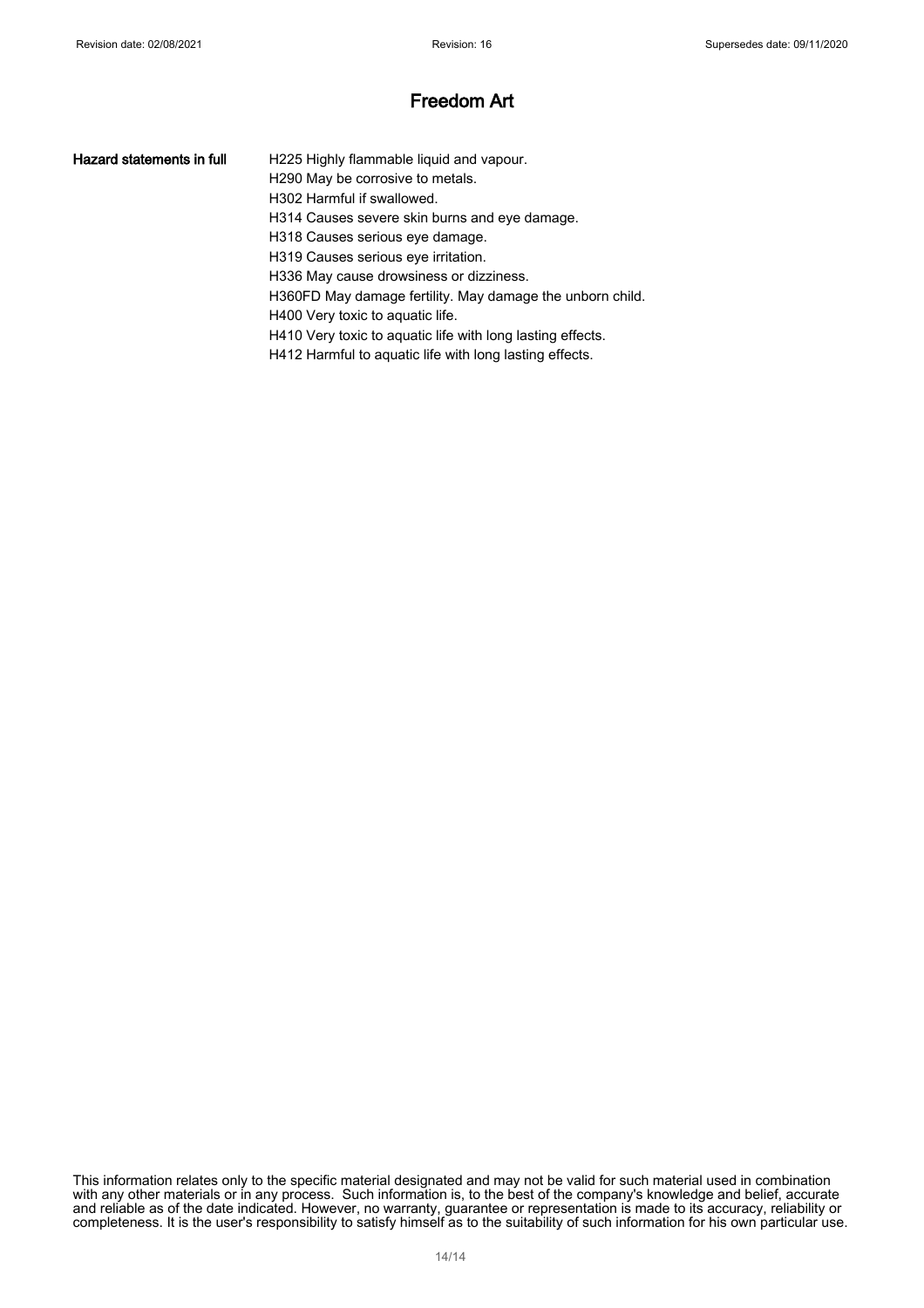# Freedom Art

| | |
|---|---|
| **Hazard statements in full** | H225 Highly flammable liquid and vapour.<br>H290 May be corrosive to metals.<br>H302 Harmful if swallowed.<br>H314 Causes severe skin burns and eye damage.<br>H318 Causes serious eye damage.<br>H319 Causes serious eye irritation.<br>H336 May cause drowsiness or dizziness.<br>H360FD May damage fertility. May damage the unborn child.<br>H400 Very toxic to aquatic life.<br>H410 Very toxic to aquatic life with long lasting effects.<br>H412 Harmful to aquatic life with long lasting effects. |

This information relates only to the specific material designated and may not be valid for such material used in combination with any other materials or in any process. Such information is, to the best of the company's knowledge and belief, accurate and reliable as of the date indicated. However, no warranty, guarantee or representation is made to its accuracy, reliability or completeness. It is the user's responsibility to satisfy himself as to the suitability of such information for his own particular use.